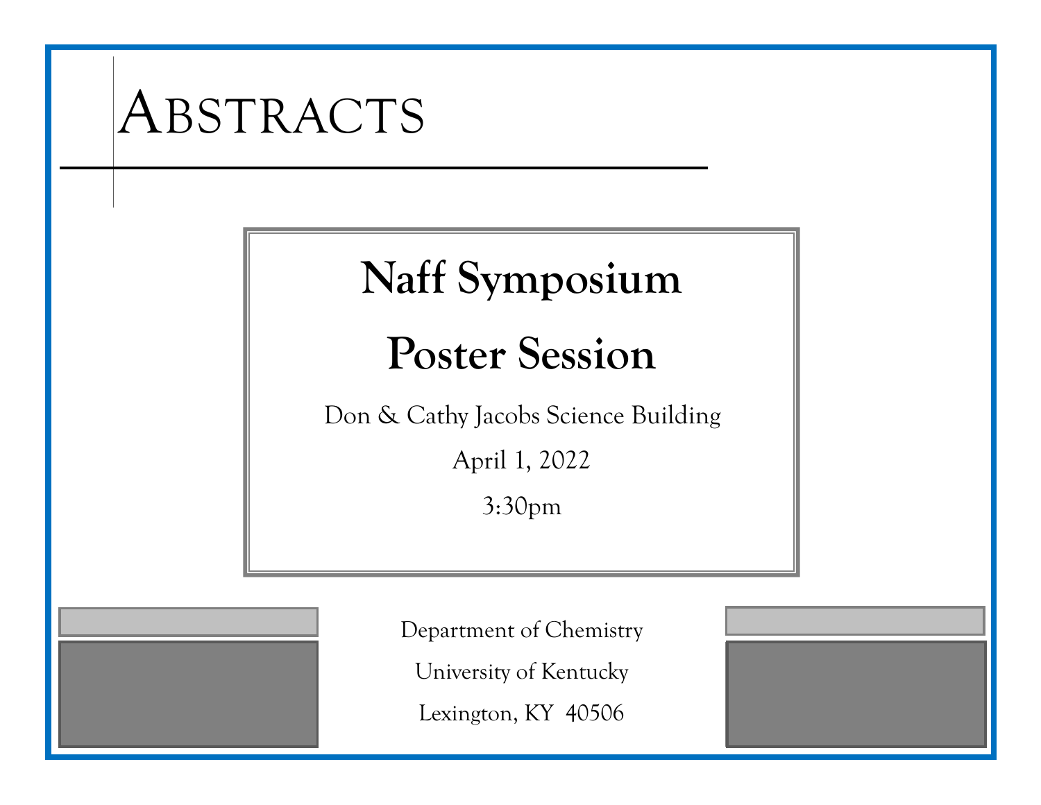# Abstracts

## Naff Symposium

## Poster Session

Don & Cathy Jacobs Science Building

April 1, 2022

3:30pm

Department of Chemistry

University of Kentucky

Lexington, KY 40506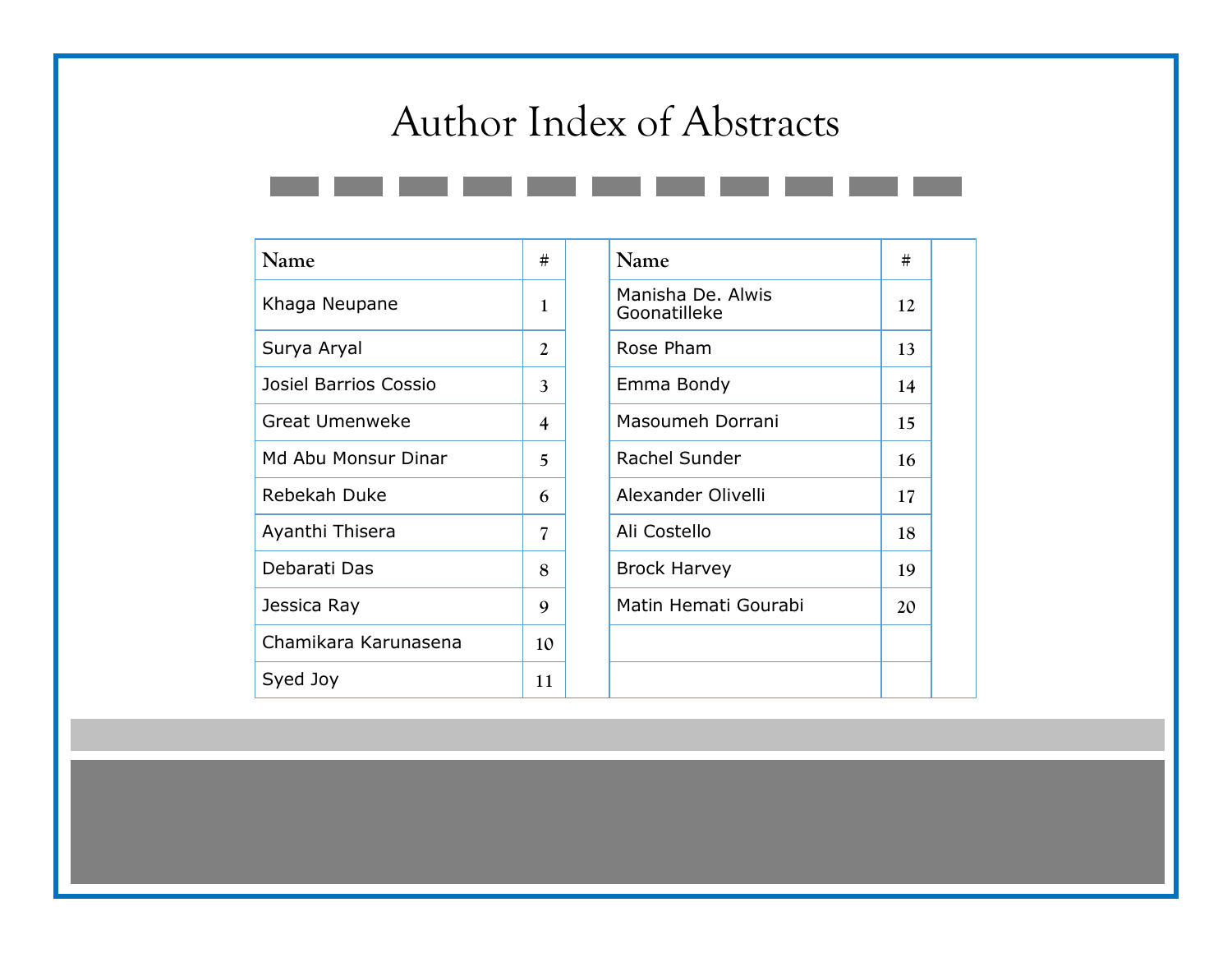# Author Index of Abstracts

| Name | # |
|---|---|
| Khaga Neupane | 1 |
| Surya Aryal | 2 |
| Josiel Barrios Cossio | 3 |
| Great Umenweke | 4 |
| Md Abu Monsur Dinar | 5 |
| Rebekah Duke | 6 |
| Ayanthi Thisera | 7 |
| Debarati Das | 8 |
| Jessica Ray | 9 |
| Chamikara Karunasena | 10 |
| Syed Joy | 11 |
| Manisha De. Alwis Goonatilleke | 12 |
| Rose Pham | 13 |
| Emma Bondy | 14 |
| Masoumeh Dorrani | 15 |
| Rachel Sunder | 16 |
| Alexander Olivelli | 17 |
| Ali Costello | 18 |
| Brock Harvey | 19 |
| Matin Hemati Gourabi | 20 |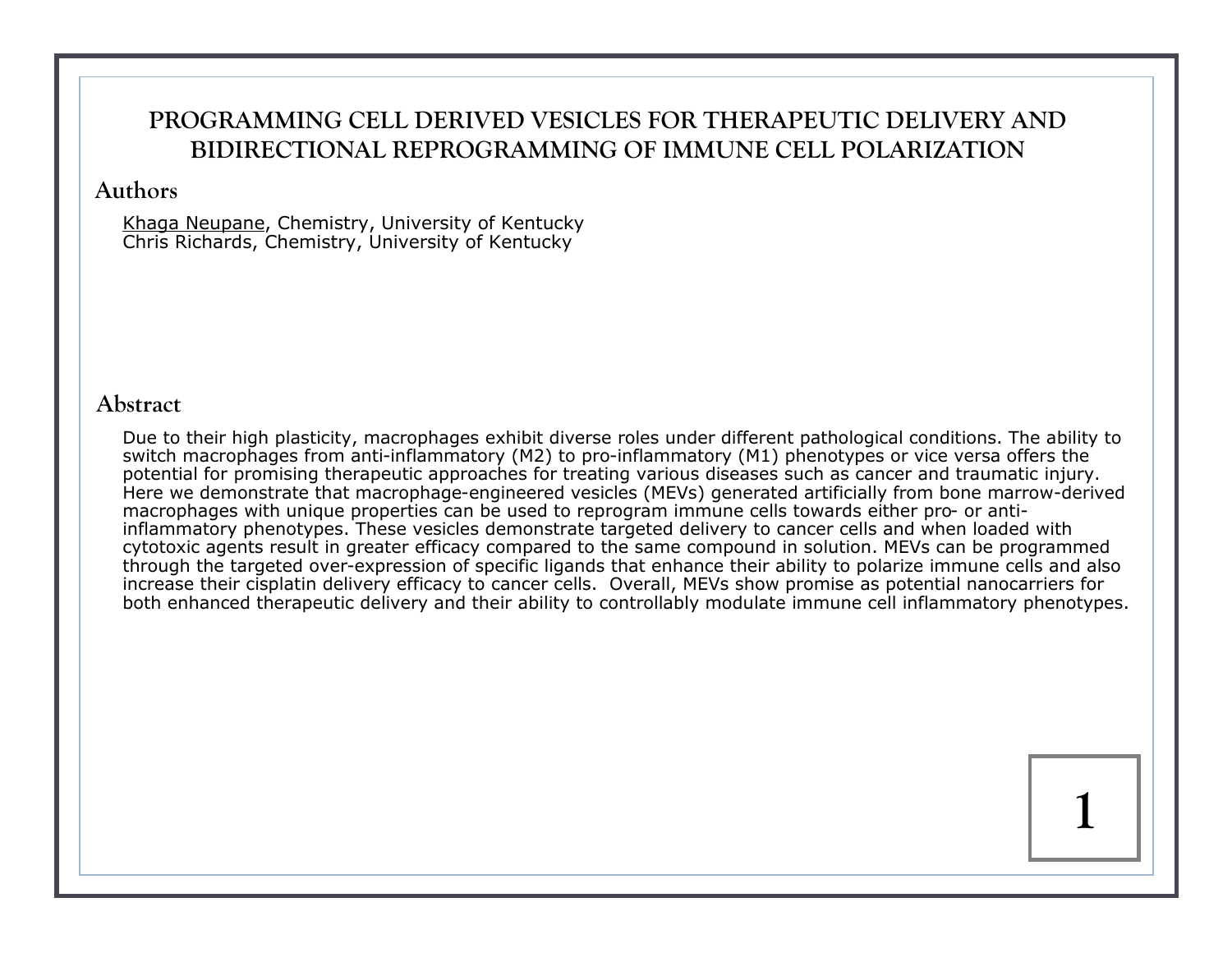# PROGRAMMING CELL DERIVED VESICLES FOR THERAPEUTIC DELIVERY AND BIDIRECTIONAL REPROGRAMMING OF IMMUNE CELL POLARIZATION

## Authors

Khaga Neupane, Chemistry, University of Kentucky
Chris Richards, Chemistry, University of Kentucky

## Abstract

Due to their high plasticity, macrophages exhibit diverse roles under different pathological conditions. The ability to switch macrophages from anti-inflammatory (M2) to pro-inflammatory (M1) phenotypes or vice versa offers the potential for promising therapeutic approaches for treating various diseases such as cancer and traumatic injury. Here we demonstrate that macrophage-engineered vesicles (MEVs) generated artificially from bone marrow-derived macrophages with unique properties can be used to reprogram immune cells towards either pro- or anti-inflammatory phenotypes. These vesicles demonstrate targeted delivery to cancer cells and when loaded with cytotoxic agents result in greater efficacy compared to the same compound in solution. MEVs can be programmed through the targeted over-expression of specific ligands that enhance their ability to polarize immune cells and also increase their cisplatin delivery efficacy to cancer cells. Overall, MEVs show promise as potential nanocarriers for both enhanced therapeutic delivery and their ability to controllably modulate immune cell inflammatory phenotypes.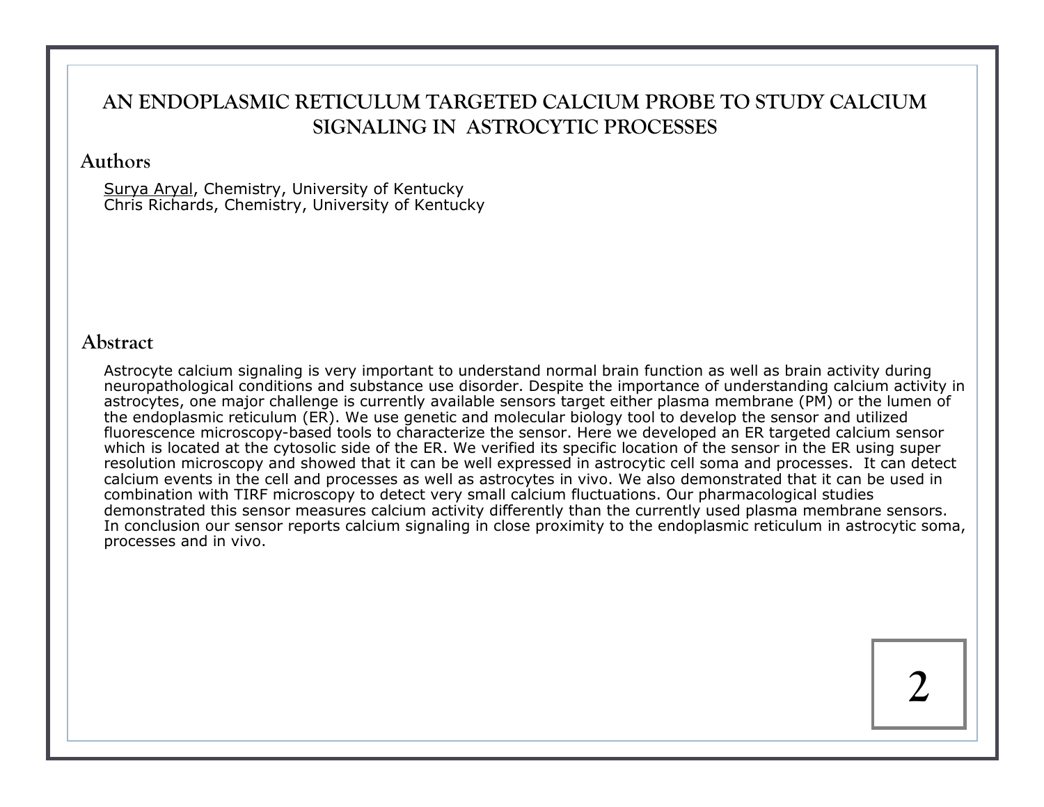# AN ENDOPLASMIC RETICULUM TARGETED CALCIUM PROBE TO STUDY CALCIUM SIGNALING IN ASTROCYTIC PROCESSES

## Authors

Surya Aryal, Chemistry, University of Kentucky
Chris Richards, Chemistry, University of Kentucky

## Abstract

Astrocyte calcium signaling is very important to understand normal brain function as well as brain activity during neuropathological conditions and substance use disorder. Despite the importance of understanding calcium activity in astrocytes, one major challenge is currently available sensors target either plasma membrane (PM) or the lumen of the endoplasmic reticulum (ER). We use genetic and molecular biology tool to develop the sensor and utilized fluorescence microscopy-based tools to characterize the sensor. Here we developed an ER targeted calcium sensor which is located at the cytosolic side of the ER. We verified its specific location of the sensor in the ER using super resolution microscopy and showed that it can be well expressed in astrocytic cell soma and processes. It can detect calcium events in the cell and processes as well as astrocytes in vivo. We also demonstrated that it can be used in combination with TIRF microscopy to detect very small calcium fluctuations. Our pharmacological studies demonstrated this sensor measures calcium activity differently than the currently used plasma membrane sensors. In conclusion our sensor reports calcium signaling in close proximity to the endoplasmic reticulum in astrocytic soma, processes and in vivo.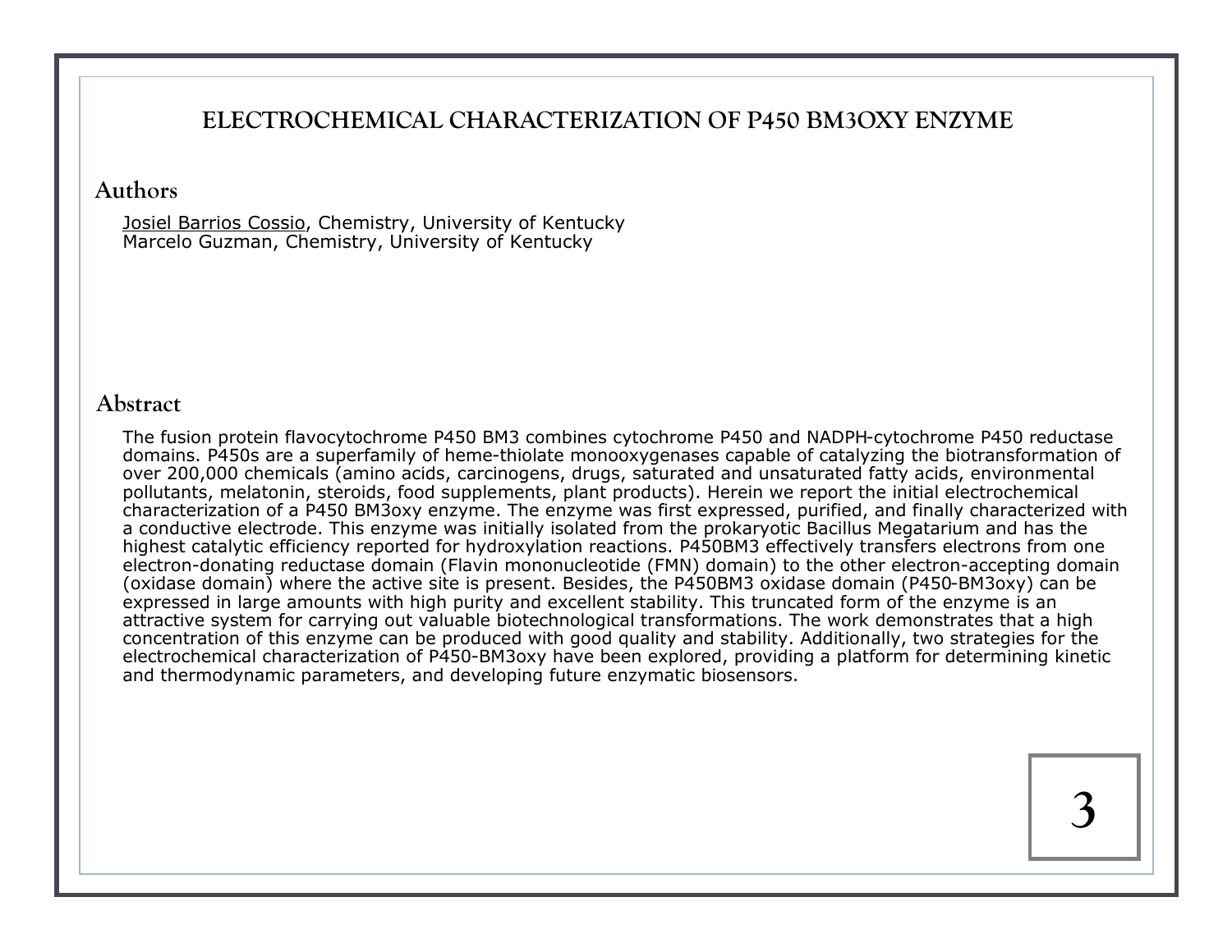# ELECTROCHEMICAL CHARACTERIZATION OF P450 BM3OXY ENZYME

## Authors

Josiel Barrios Cossio, Chemistry, University of Kentucky
Marcelo Guzman, Chemistry, University of Kentucky

## Abstract

The fusion protein flavocytochrome P450 BM3 combines cytochrome P450 and NADPH-cytochrome P450 reductase domains. P450s are a superfamily of heme-thiolate monooxygenases capable of catalyzing the biotransformation of over 200,000 chemicals (amino acids, carcinogens, drugs, saturated and unsaturated fatty acids, environmental pollutants, melatonin, steroids, food supplements, plant products). Herein we report the initial electrochemical characterization of a P450 BM3oxy enzyme. The enzyme was first expressed, purified, and finally characterized with a conductive electrode. This enzyme was initially isolated from the prokaryotic Bacillus Megatarium and has the highest catalytic efficiency reported for hydroxylation reactions. P450BM3 effectively transfers electrons from one electron-donating reductase domain (Flavin mononucleotide (FMN) domain) to the other electron-accepting domain (oxidase domain) where the active site is present. Besides, the P450BM3 oxidase domain (P450-BM3oxy) can be expressed in large amounts with high purity and excellent stability. This truncated form of the enzyme is an attractive system for carrying out valuable biotechnological transformations. The work demonstrates that a high concentration of this enzyme can be produced with good quality and stability. Additionally, two strategies for the electrochemical characterization of P450-BM3oxy have been explored, providing a platform for determining kinetic and thermodynamic parameters, and developing future enzymatic biosensors.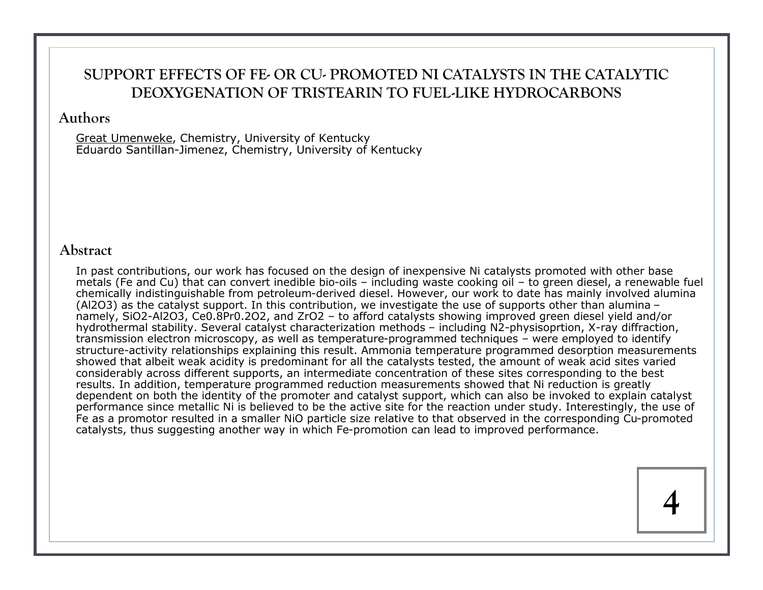# SUPPORT EFFECTS OF FE- OR CU- PROMOTED NI CATALYSTS IN THE CATALYTIC DEOXYGENATION OF TRISTEARIN TO FUEL-LIKE HYDROCARBONS

## Authors

Great Umenweke, Chemistry, University of Kentucky
Eduardo Santillan-Jimenez, Chemistry, University of Kentucky

## Abstract

In past contributions, our work has focused on the design of inexpensive Ni catalysts promoted with other base metals (Fe and Cu) that can convert inedible bio-oils – including waste cooking oil – to green diesel, a renewable fuel chemically indistinguishable from petroleum-derived diesel. However, our work to date has mainly involved alumina ($Al_2O_3$) as the catalyst support. In this contribution, we investigate the use of supports other than alumina – namely, $SiO_2$-$Al_2O_3$, $Ce_{0.8}Pr_{0.2}O_2$, and $ZrO_2$ – to afford catalysts showing improved green diesel yield and/or hydrothermal stability. Several catalyst characterization methods – including $N_2$-physisoprtion, X-ray diffraction, transmission electron microscopy, as well as temperature-programmed techniques – were employed to identify structure-activity relationships explaining this result. Ammonia temperature programmed desorption measurements showed that albeit weak acidity is predominant for all the catalysts tested, the amount of weak acid sites varied considerably across different supports, an intermediate concentration of these sites corresponding to the best results. In addition, temperature programmed reduction measurements showed that Ni reduction is greatly dependent on both the identity of the promoter and catalyst support, which can also be invoked to explain catalyst performance since metallic Ni is believed to be the active site for the reaction under study. Interestingly, the use of Fe as a promotor resulted in a smaller NiO particle size relative to that observed in the corresponding Cu-promoted catalysts, thus suggesting another way in which Fe-promotion can lead to improved performance.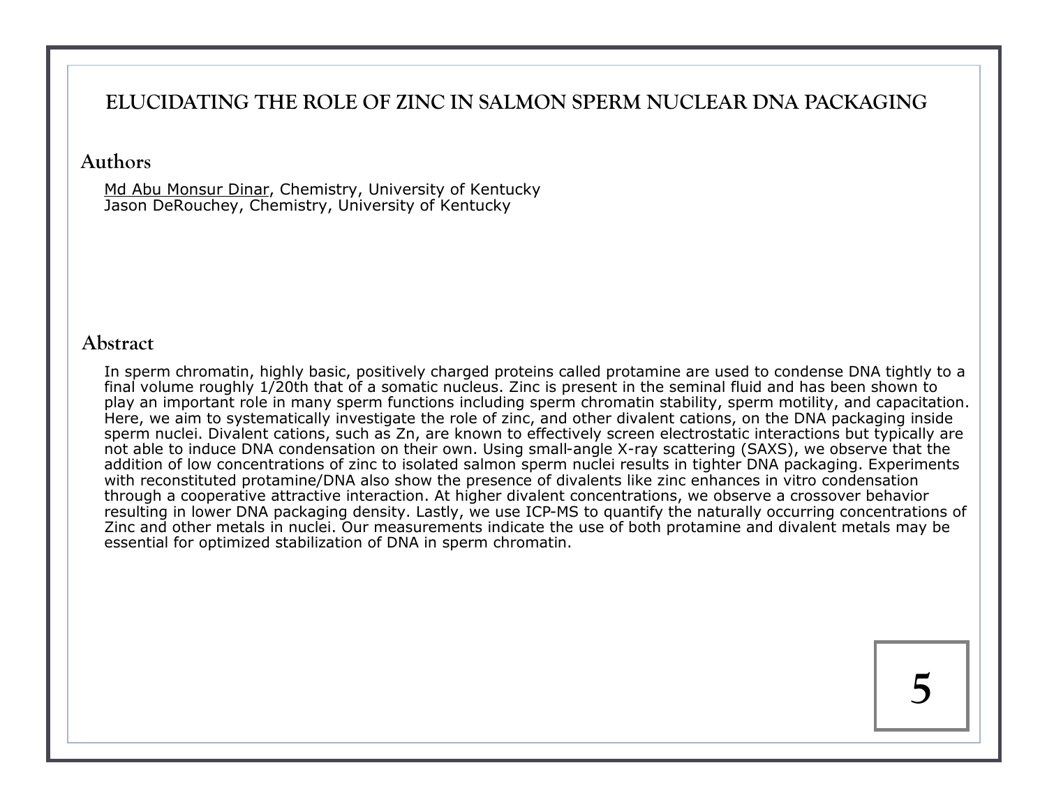# ELUCIDATING THE ROLE OF ZINC IN SALMON SPERM NUCLEAR DNA PACKAGING

## Authors

Md Abu Monsur Dinar, Chemistry, University of Kentucky
Jason DeRouchey, Chemistry, University of Kentucky

## Abstract

In sperm chromatin, highly basic, positively charged proteins called protamine are used to condense DNA tightly to a final volume roughly 1/20th that of a somatic nucleus. Zinc is present in the seminal fluid and has been shown to play an important role in many sperm functions including sperm chromatin stability, sperm motility, and capacitation. Here, we aim to systematically investigate the role of zinc, and other divalent cations, on the DNA packaging inside sperm nuclei. Divalent cations, such as Zn, are known to effectively screen electrostatic interactions but typically are not able to induce DNA condensation on their own. Using small-angle X-ray scattering (SAXS), we observe that the addition of low concentrations of zinc to isolated salmon sperm nuclei results in tighter DNA packaging. Experiments with reconstituted protamine/DNA also show the presence of divalents like zinc enhances in vitro condensation through a cooperative attractive interaction. At higher divalent concentrations, we observe a crossover behavior resulting in lower DNA packaging density. Lastly, we use ICP-MS to quantify the naturally occurring concentrations of Zinc and other metals in nuclei. Our measurements indicate the use of both protamine and divalent metals may be essential for optimized stabilization of DNA in sperm chromatin.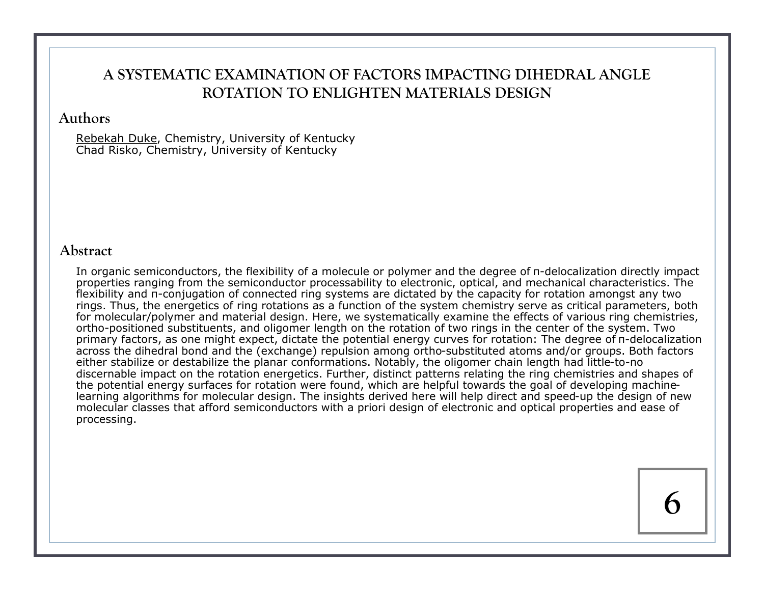# A SYSTEMATIC EXAMINATION OF FACTORS IMPACTING DIHEDRAL ANGLE ROTATION TO ENLIGHTEN MATERIALS DESIGN

## Authors

Rebekah Duke, Chemistry, University of Kentucky
Chad Risko, Chemistry, University of Kentucky

## Abstract

In organic semiconductors, the flexibility of a molecule or polymer and the degree of π-delocalization directly impact properties ranging from the semiconductor processability to electronic, optical, and mechanical characteristics. The flexibility and π-conjugation of connected ring systems are dictated by the capacity for rotation amongst any two rings. Thus, the energetics of ring rotations as a function of the system chemistry serve as critical parameters, both for molecular/polymer and material design. Here, we systematically examine the effects of various ring chemistries, ortho-positioned substituents, and oligomer length on the rotation of two rings in the center of the system. Two primary factors, as one might expect, dictate the potential energy curves for rotation: The degree of π-delocalization across the dihedral bond and the (exchange) repulsion among ortho-substituted atoms and/or groups. Both factors either stabilize or destabilize the planar conformations. Notably, the oligomer chain length had little-to-no discernable impact on the rotation energetics. Further, distinct patterns relating the ring chemistries and shapes of the potential energy surfaces for rotation were found, which are helpful towards the goal of developing machine-learning algorithms for molecular design. The insights derived here will help direct and speed-up the design of new molecular classes that afford semiconductors with a priori design of electronic and optical properties and ease of processing.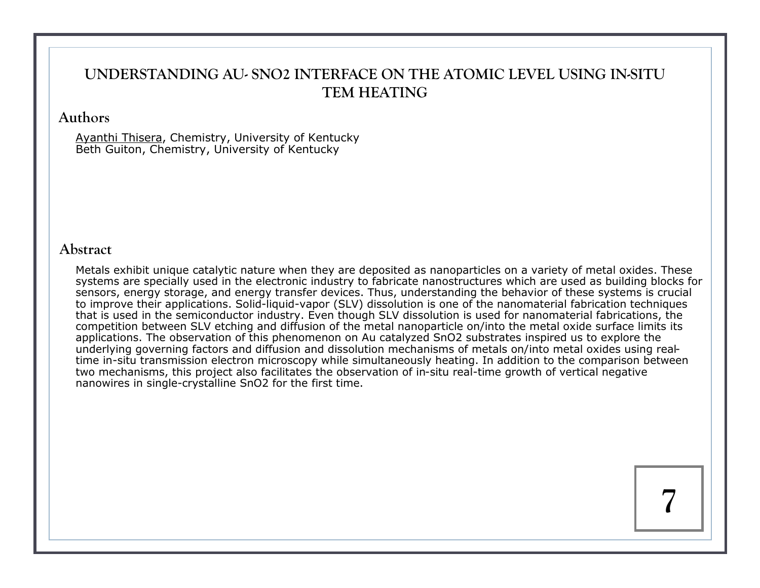# UNDERSTANDING AU- SNO2 INTERFACE ON THE ATOMIC LEVEL USING IN-SITU TEM HEATING

## Authors

Ayanthi Thisera, Chemistry, University of Kentucky
Beth Guiton, Chemistry, University of Kentucky

## Abstract

Metals exhibit unique catalytic nature when they are deposited as nanoparticles on a variety of metal oxides. These systems are specially used in the electronic industry to fabricate nanostructures which are used as building blocks for sensors, energy storage, and energy transfer devices. Thus, understanding the behavior of these systems is crucial to improve their applications. Solid-liquid-vapor (SLV) dissolution is one of the nanomaterial fabrication techniques that is used in the semiconductor industry. Even though SLV dissolution is used for nanomaterial fabrications, the competition between SLV etching and diffusion of the metal nanoparticle on/into the metal oxide surface limits its applications. The observation of this phenomenon on Au catalyzed $SnO_2$ substrates inspired us to explore the underlying governing factors and diffusion and dissolution mechanisms of metals on/into metal oxides using real-time in-situ transmission electron microscopy while simultaneously heating. In addition to the comparison between two mechanisms, this project also facilitates the observation of in-situ real-time growth of vertical negative nanowires in single-crystalline $SnO_2$ for the first time.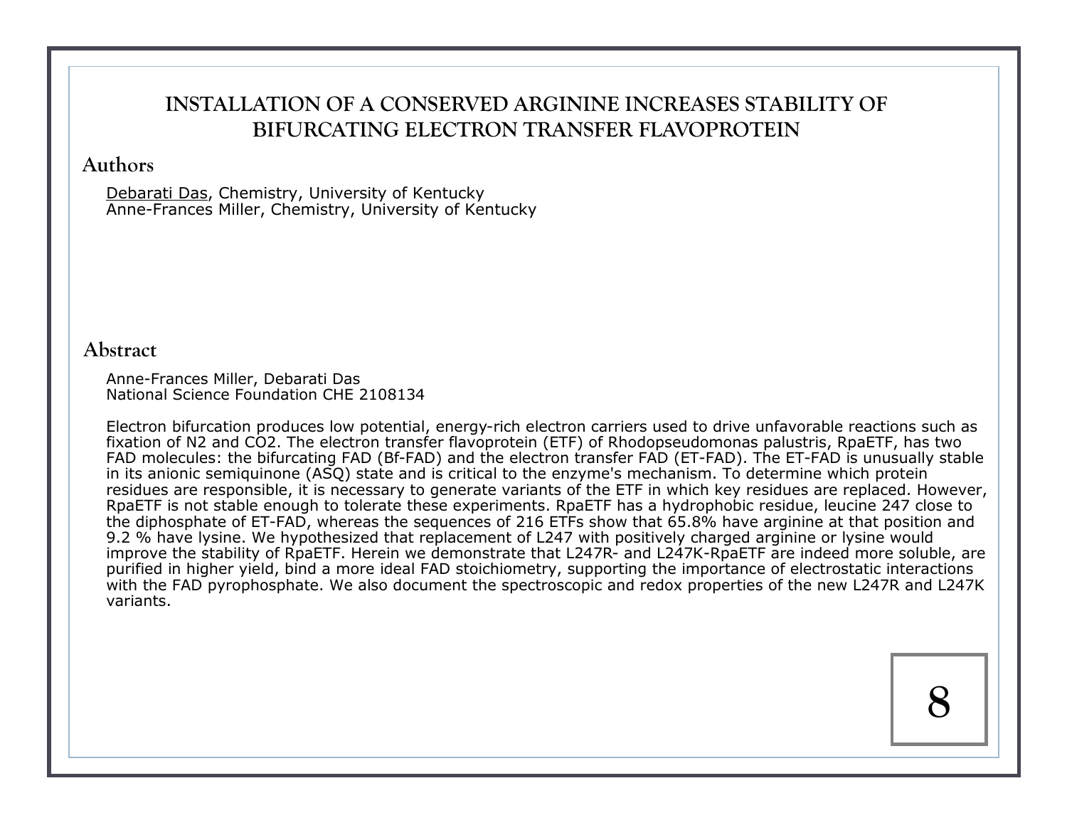# INSTALLATION OF A CONSERVED ARGININE INCREASES STABILITY OF BIFURCATING ELECTRON TRANSFER FLAVOPROTEIN

## Authors

Debarati Das, Chemistry, University of Kentucky
Anne-Frances Miller, Chemistry, University of Kentucky

## Abstract

Anne-Frances Miller, Debarati Das
National Science Foundation CHE 2108134

Electron bifurcation produces low potential, energy-rich electron carriers used to drive unfavorable reactions such as fixation of $N_2$ and $CO_2$. The electron transfer flavoprotein (ETF) of Rhodopseudomonas palustris, RpaETF, has two FAD molecules: the bifurcating FAD (Bf-FAD) and the electron transfer FAD (ET-FAD). The ET-FAD is unusually stable in its anionic semiquinone (ASQ) state and is critical to the enzyme's mechanism. To determine which protein residues are responsible, it is necessary to generate variants of the ETF in which key residues are replaced. However, RpaETF is not stable enough to tolerate these experiments. RpaETF has a hydrophobic residue, leucine 247 close to the diphosphate of ET-FAD, whereas the sequences of 216 ETFs show that 65.8% have arginine at that position and 9.2 % have lysine. We hypothesized that replacement of L247 with positively charged arginine or lysine would improve the stability of RpaETF. Herein we demonstrate that L247R- and L247K-RpaETF are indeed more soluble, are purified in higher yield, bind a more ideal FAD stoichiometry, supporting the importance of electrostatic interactions with the FAD pyrophosphate. We also document the spectroscopic and redox properties of the new L247R and L247K variants.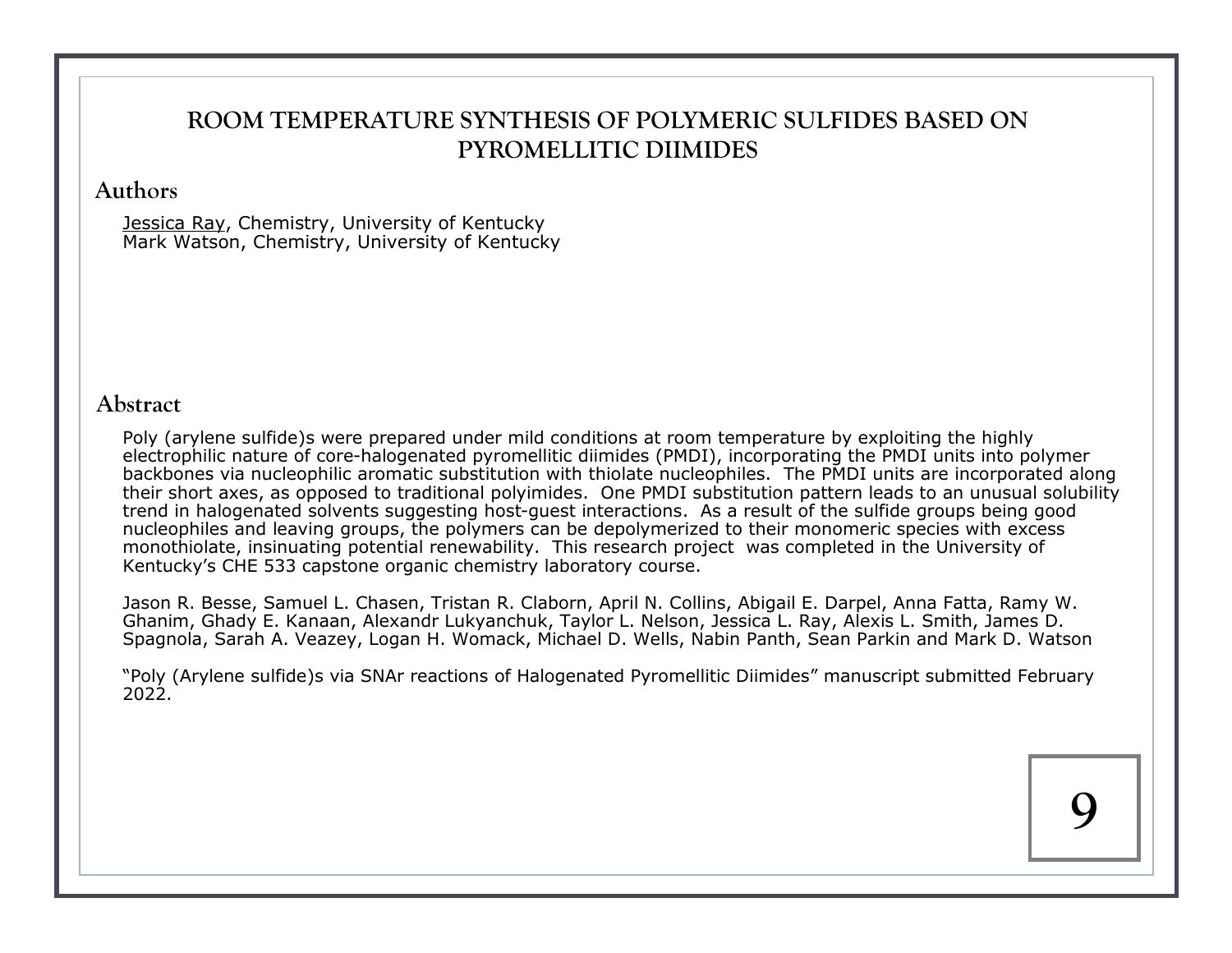# ROOM TEMPERATURE SYNTHESIS OF POLYMERIC SULFIDES BASED ON PYROMELLITIC DIIMIDES

## Authors

Jessica Ray, Chemistry, University of Kentucky
Mark Watson, Chemistry, University of Kentucky

## Abstract

Poly (arylene sulfide)s were prepared under mild conditions at room temperature by exploiting the highly electrophilic nature of core-halogenated pyromellitic diimides (PMDI), incorporating the PMDI units into polymer backbones via nucleophilic aromatic substitution with thiolate nucleophiles. The PMDI units are incorporated along their short axes, as opposed to traditional polyimides. One PMDI substitution pattern leads to an unusual solubility trend in halogenated solvents suggesting host-guest interactions. As a result of the sulfide groups being good nucleophiles and leaving groups, the polymers can be depolymerized to their monomeric species with excess monothiolate, insinuating potential renewability. This research project was completed in the University of Kentucky's CHE 533 capstone organic chemistry laboratory course.

Jason R. Besse, Samuel L. Chasen, Tristan R. Claborn, April N. Collins, Abigail E. Darpel, Anna Fatta, Ramy W. Ghanim, Ghady E. Kanaan, Alexandr Lukyanchuk, Taylor L. Nelson, Jessica L. Ray, Alexis L. Smith, James D. Spagnola, Sarah A. Veazey, Logan H. Womack, Michael D. Wells, Nabin Panth, Sean Parkin and Mark D. Watson

"Poly (Arylene sulfide)s via SNAr reactions of Halogenated Pyromellitic Diimides" manuscript submitted February 2022.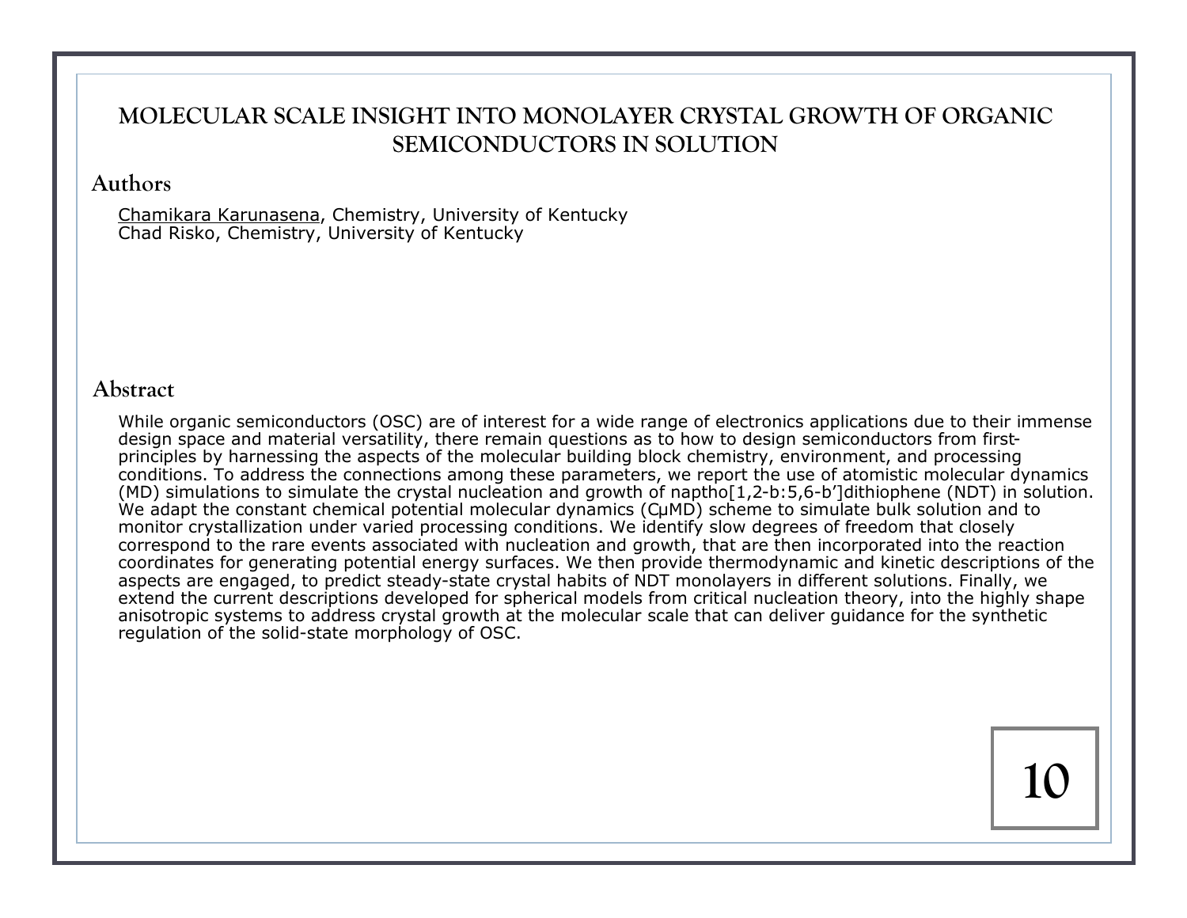# MOLECULAR SCALE INSIGHT INTO MONOLAYER CRYSTAL GROWTH OF ORGANIC SEMICONDUCTORS IN SOLUTION

## Authors

Chamikara Karunasena, Chemistry, University of Kentucky
Chad Risko, Chemistry, University of Kentucky

## Abstract

While organic semiconductors (OSC) are of interest for a wide range of electronics applications due to their immense design space and material versatility, there remain questions as to how to design semiconductors from first-principles by harnessing the aspects of the molecular building block chemistry, environment, and processing conditions. To address the connections among these parameters, we report the use of atomistic molecular dynamics (MD) simulations to simulate the crystal nucleation and growth of naptho[1,2-b:5,6-b']dithiophene (NDT) in solution. We adapt the constant chemical potential molecular dynamics (CμMD) scheme to simulate bulk solution and to monitor crystallization under varied processing conditions. We identify slow degrees of freedom that closely correspond to the rare events associated with nucleation and growth, that are then incorporated into the reaction coordinates for generating potential energy surfaces. We then provide thermodynamic and kinetic descriptions of the aspects are engaged, to predict steady-state crystal habits of NDT monolayers in different solutions. Finally, we extend the current descriptions developed for spherical models from critical nucleation theory, into the highly shape anisotropic systems to address crystal growth at the molecular scale that can deliver guidance for the synthetic regulation of the solid-state morphology of OSC.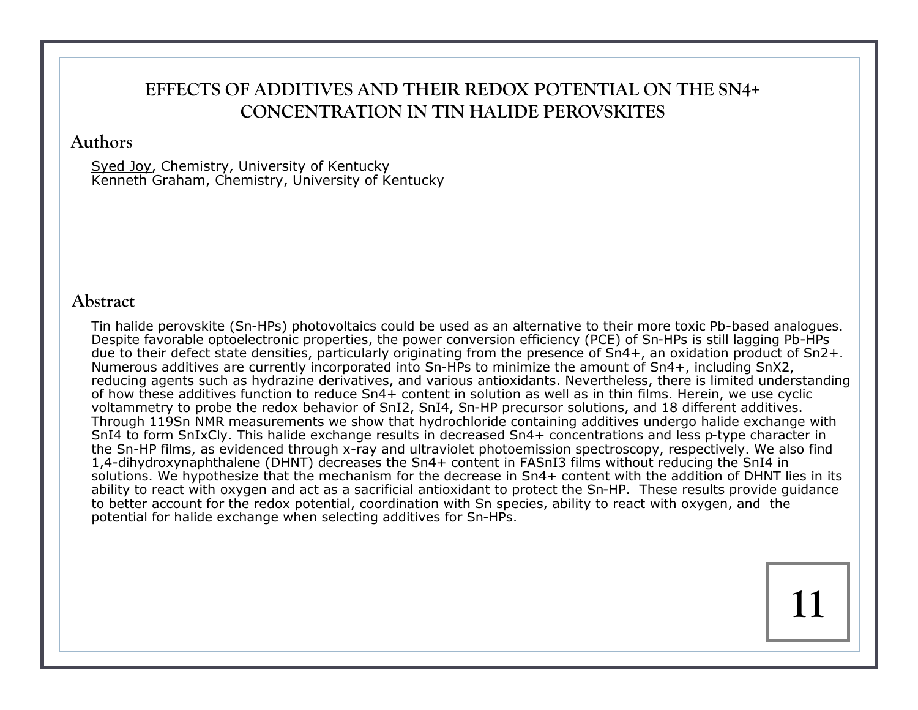# EFFECTS OF ADDITIVES AND THEIR REDOX POTENTIAL ON THE SN4+ CONCENTRATION IN TIN HALIDE PEROVSKITES

## Authors

Syed Joy, Chemistry, University of Kentucky
Kenneth Graham, Chemistry, University of Kentucky

## Abstract

Tin halide perovskite (Sn-HPs) photovoltaics could be used as an alternative to their more toxic Pb-based analogues. Despite favorable optoelectronic properties, the power conversion efficiency (PCE) of Sn-HPs is still lagging Pb-HPs due to their defect state densities, particularly originating from the presence of $Sn^{4+}$, an oxidation product of $Sn^{2+}$. Numerous additives are currently incorporated into Sn-HPs to minimize the amount of $Sn^{4+}$, including $SnX_2$, reducing agents such as hydrazine derivatives, and various antioxidants. Nevertheless, there is limited understanding of how these additives function to reduce $Sn^{4+}$ content in solution as well as in thin films. Herein, we use cyclic voltammetry to probe the redox behavior of $SnI_2$, $SnI_4$, Sn-HP precursor solutions, and 18 different additives. Through $^{119}Sn$ NMR measurements we show that hydrochloride containing additives undergo halide exchange with $SnI_4$ to form $SnI_xCl_y$. This halide exchange results in decreased $Sn^{4+}$ concentrations and less p-type character in the Sn-HP films, as evidenced through x-ray and ultraviolet photoemission spectroscopy, respectively. We also find 1,4-dihydroxynaphthalene (DHNT) decreases the $Sn^{4+}$ content in $FASnI_3$ films without reducing the $SnI_4$ in solutions. We hypothesize that the mechanism for the decrease in $Sn^{4+}$ content with the addition of DHNT lies in its ability to react with oxygen and act as a sacrificial antioxidant to protect the Sn-HP. These results provide guidance to better account for the redox potential, coordination with Sn species, ability to react with oxygen, and the potential for halide exchange when selecting additives for Sn-HPs.

11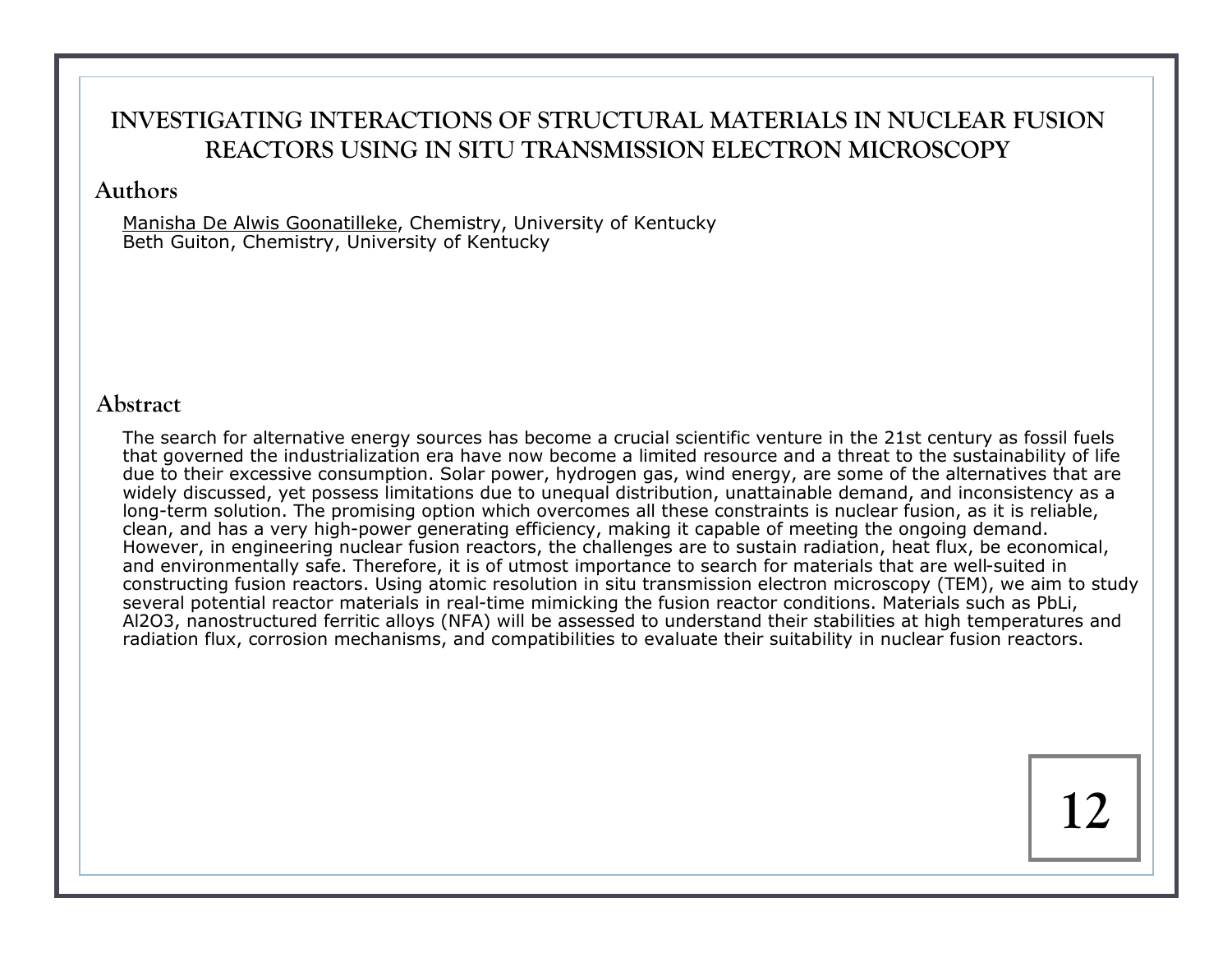# INVESTIGATING INTERACTIONS OF STRUCTURAL MATERIALS IN NUCLEAR FUSION REACTORS USING IN SITU TRANSMISSION ELECTRON MICROSCOPY

## Authors

Manisha De Alwis Goonatilleke, Chemistry, University of Kentucky
Beth Guiton, Chemistry, University of Kentucky

## Abstract

The search for alternative energy sources has become a crucial scientific venture in the 21st century as fossil fuels that governed the industrialization era have now become a limited resource and a threat to the sustainability of life due to their excessive consumption. Solar power, hydrogen gas, wind energy, are some of the alternatives that are widely discussed, yet possess limitations due to unequal distribution, unattainable demand, and inconsistency as a long-term solution. The promising option which overcomes all these constraints is nuclear fusion, as it is reliable, clean, and has a very high-power generating efficiency, making it capable of meeting the ongoing demand. However, in engineering nuclear fusion reactors, the challenges are to sustain radiation, heat flux, be economical, and environmentally safe. Therefore, it is of utmost importance to search for materials that are well-suited in constructing fusion reactors. Using atomic resolution in situ transmission electron microscopy (TEM), we aim to study several potential reactor materials in real-time mimicking the fusion reactor conditions. Materials such as PbLi, $Al_2O_3$, nanostructured ferritic alloys (NFA) will be assessed to understand their stabilities at high temperatures and radiation flux, corrosion mechanisms, and compatibilities to evaluate their suitability in nuclear fusion reactors.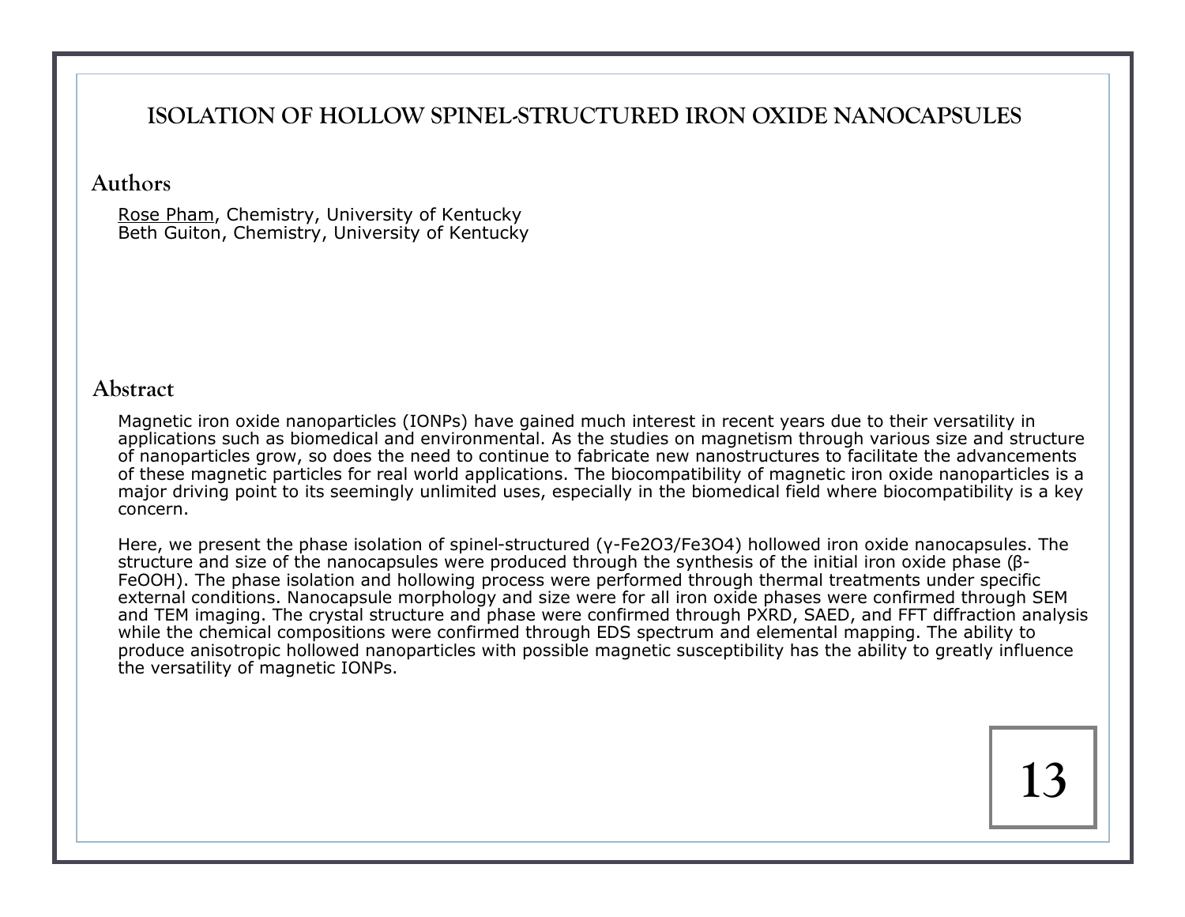# ISOLATION OF HOLLOW SPINEL-STRUCTURED IRON OXIDE NANOCAPSULES

## Authors

Rose Pham, Chemistry, University of Kentucky
Beth Guiton, Chemistry, University of Kentucky

## Abstract

Magnetic iron oxide nanoparticles (IONPs) have gained much interest in recent years due to their versatility in applications such as biomedical and environmental. As the studies on magnetism through various size and structure of nanoparticles grow, so does the need to continue to fabricate new nanostructures to facilitate the advancements of these magnetic particles for real world applications. The biocompatibility of magnetic iron oxide nanoparticles is a major driving point to its seemingly unlimited uses, especially in the biomedical field where biocompatibility is a key concern.

Here, we present the phase isolation of spinel-structured (γ-$Fe_2O_3$/$Fe_3O_4$) hollowed iron oxide nanocapsules. The structure and size of the nanocapsules were produced through the synthesis of the initial iron oxide phase (β-FeOOH). The phase isolation and hollowing process were performed through thermal treatments under specific external conditions. Nanocapsule morphology and size were for all iron oxide phases were confirmed through SEM and TEM imaging. The crystal structure and phase were confirmed through PXRD, SAED, and FFT diffraction analysis while the chemical compositions were confirmed through EDS spectrum and elemental mapping. The ability to produce anisotropic hollowed nanoparticles with possible magnetic susceptibility has the ability to greatly influence the versatility of magnetic IONPs.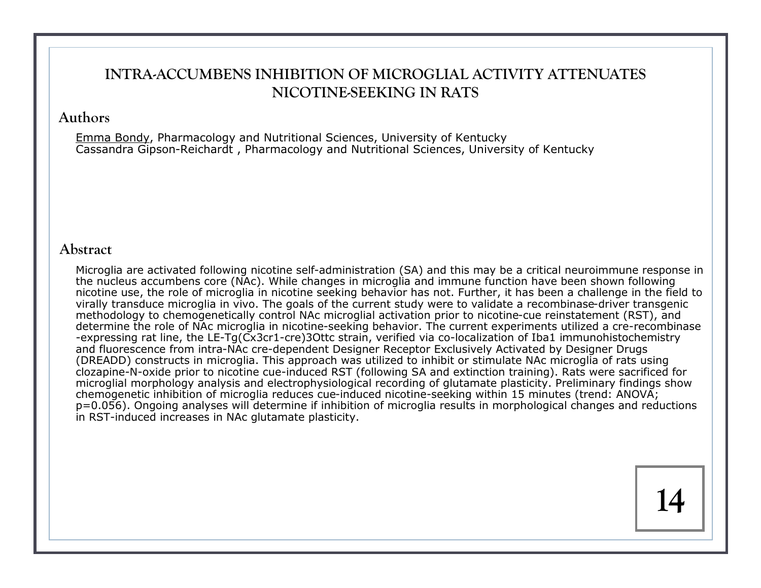# INTRA-ACCUMBENS INHIBITION OF MICROGLIAL ACTIVITY ATTENUATES NICOTINE-SEEKING IN RATS

## Authors

Emma Bondy, Pharmacology and Nutritional Sciences, University of Kentucky
Cassandra Gipson-Reichardt , Pharmacology and Nutritional Sciences, University of Kentucky

## Abstract

Microglia are activated following nicotine self-administration (SA) and this may be a critical neuroimmune response in the nucleus accumbens core (NAc). While changes in microglia and immune function have been shown following nicotine use, the role of microglia in nicotine seeking behavior has not. Further, it has been a challenge in the field to virally transduce microglia in vivo. The goals of the current study were to validate a recombinase-driver transgenic methodology to chemogenetically control NAc microglial activation prior to nicotine-cue reinstatement (RST), and determine the role of NAc microglia in nicotine-seeking behavior. The current experiments utilized a cre-recombinase -expressing rat line, the LE-Tg(Cx3cr1-cre)3Ottc strain, verified via co-localization of Iba1 immunohistochemistry and fluorescence from intra-NAc cre-dependent Designer Receptor Exclusively Activated by Designer Drugs (DREADD) constructs in microglia. This approach was utilized to inhibit or stimulate NAc microglia of rats using clozapine-N-oxide prior to nicotine cue-induced RST (following SA and extinction training). Rats were sacrificed for microglial morphology analysis and electrophysiological recording of glutamate plasticity. Preliminary findings show chemogenetic inhibition of microglia reduces cue-induced nicotine-seeking within 15 minutes (trend: ANOVA; $p=0.056$). Ongoing analyses will determine if inhibition of microglia results in morphological changes and reductions in RST-induced increases in NAc glutamate plasticity.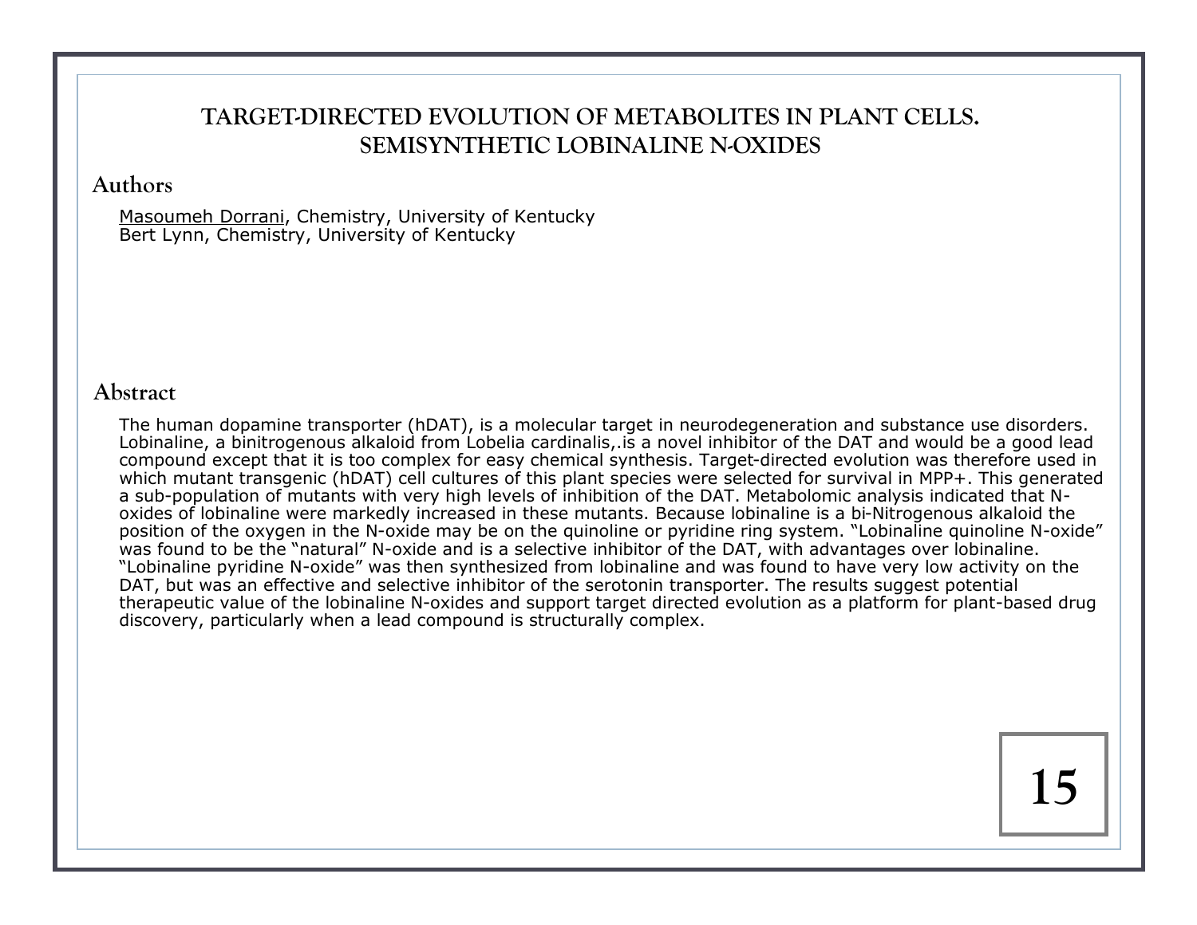# TARGET-DIRECTED EVOLUTION OF METABOLITES IN PLANT CELLS. SEMISYNTHETIC LOBINALINE N-OXIDES

## Authors

Masoumeh Dorrani, Chemistry, University of Kentucky
Bert Lynn, Chemistry, University of Kentucky

## Abstract

The human dopamine transporter (hDAT), is a molecular target in neurodegeneration and substance use disorders. Lobinaline, a binitrogenous alkaloid from Lobelia cardinalis,.is a novel inhibitor of the DAT and would be a good lead compound except that it is too complex for easy chemical synthesis. Target-directed evolution was therefore used in which mutant transgenic (hDAT) cell cultures of this plant species were selected for survival in MPP+. This generated a sub-population of mutants with very high levels of inhibition of the DAT. Metabolomic analysis indicated that N-oxides of lobinaline were markedly increased in these mutants. Because lobinaline is a bi-Nitrogenous alkaloid the position of the oxygen in the N-oxide may be on the quinoline or pyridine ring system. "Lobinaline quinoline N-oxide" was found to be the "natural" N-oxide and is a selective inhibitor of the DAT, with advantages over lobinaline. "Lobinaline pyridine N-oxide" was then synthesized from lobinaline and was found to have very low activity on the DAT, but was an effective and selective inhibitor of the serotonin transporter. The results suggest potential therapeutic value of the lobinaline N-oxides and support target directed evolution as a platform for plant-based drug discovery, particularly when a lead compound is structurally complex.

15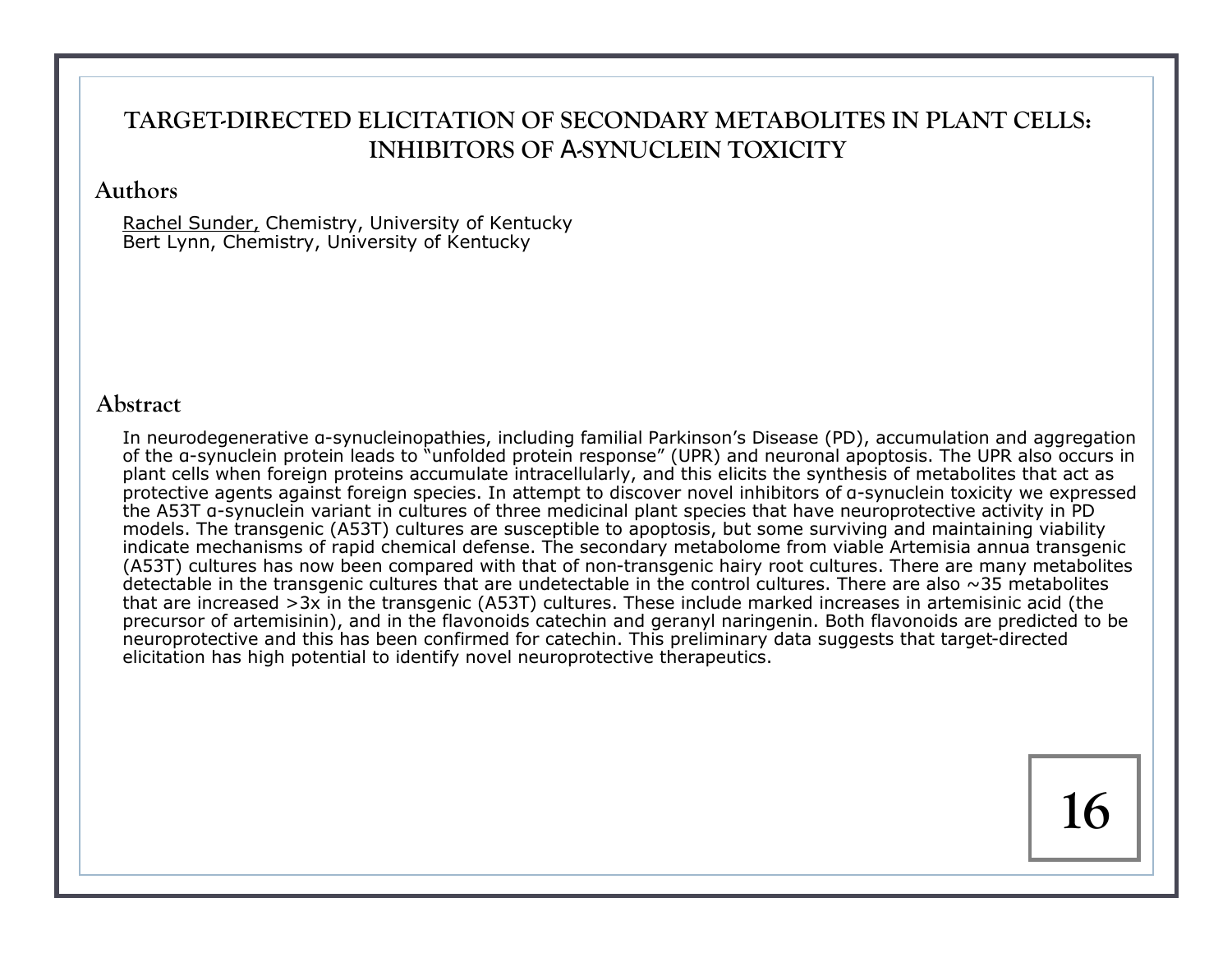# TARGET-DIRECTED ELICITATION OF SECONDARY METABOLITES IN PLANT CELLS: INHIBITORS OF Α-SYNUCLEIN TOXICITY

## Authors

Rachel Sunder, Chemistry, University of Kentucky
Bert Lynn, Chemistry, University of Kentucky

## Abstract

In neurodegenerative α-synucleinopathies, including familial Parkinson's Disease (PD), accumulation and aggregation of the α-synuclein protein leads to "unfolded protein response" (UPR) and neuronal apoptosis. The UPR also occurs in plant cells when foreign proteins accumulate intracellularly, and this elicits the synthesis of metabolites that act as protective agents against foreign species. In attempt to discover novel inhibitors of α-synuclein toxicity we expressed the A53T α-synuclein variant in cultures of three medicinal plant species that have neuroprotective activity in PD models. The transgenic (A53T) cultures are susceptible to apoptosis, but some surviving and maintaining viability indicate mechanisms of rapid chemical defense. The secondary metabolome from viable Artemisia annua transgenic (A53T) cultures has now been compared with that of non-transgenic hairy root cultures. There are many metabolites detectable in the transgenic cultures that are undetectable in the control cultures. There are also ~35 metabolites that are increased >3x in the transgenic (A53T) cultures. These include marked increases in artemisinic acid (the precursor of artemisinin), and in the flavonoids catechin and geranyl naringenin. Both flavonoids are predicted to be neuroprotective and this has been confirmed for catechin. This preliminary data suggests that target-directed elicitation has high potential to identify novel neuroprotective therapeutics.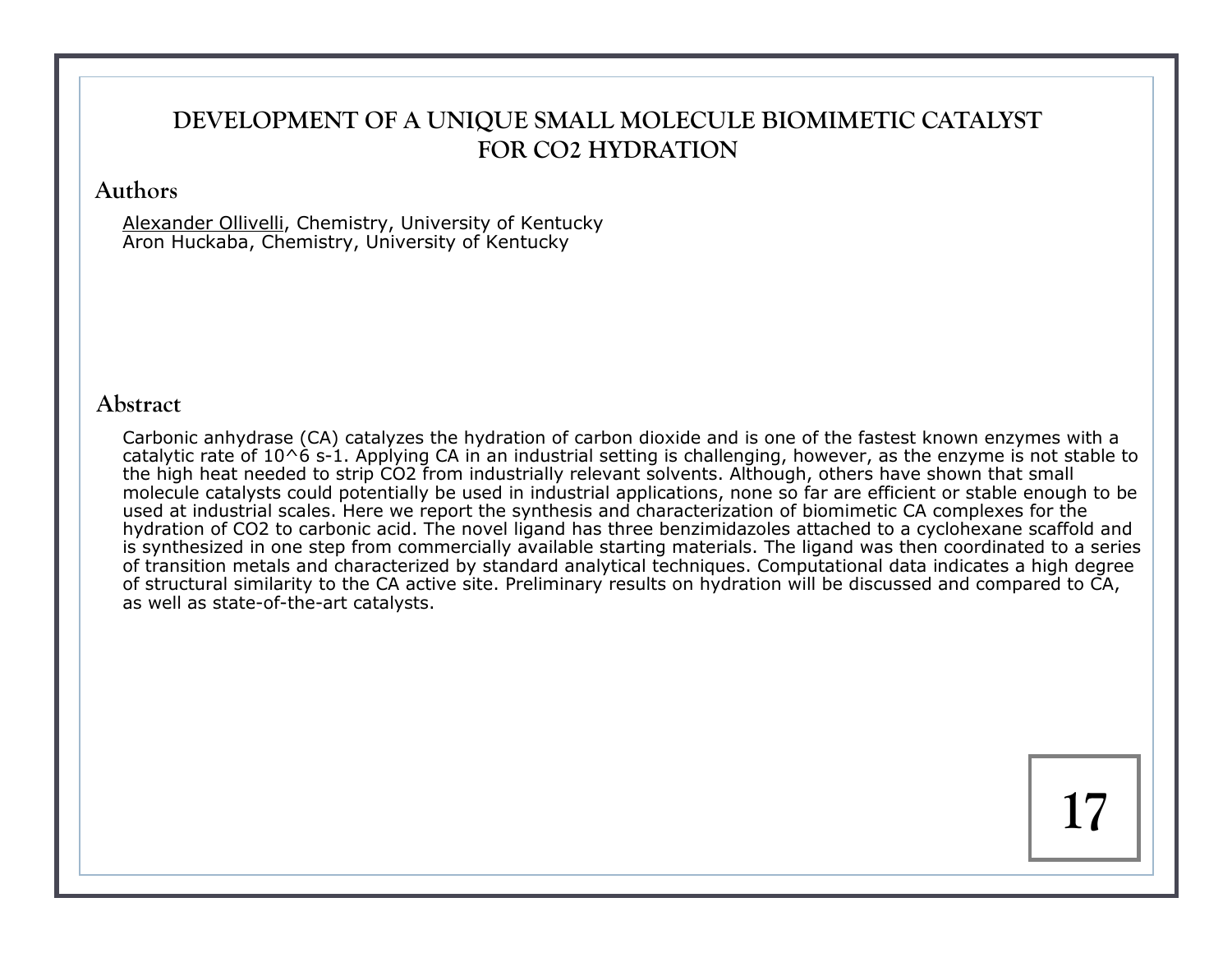# DEVELOPMENT OF A UNIQUE SMALL MOLECULE BIOMIMETIC CATALYST FOR CO2 HYDRATION

## Authors

Alexander Ollivelli, Chemistry, University of Kentucky
Aron Huckaba, Chemistry, University of Kentucky

## Abstract

Carbonic anhydrase (CA) catalyzes the hydration of carbon dioxide and is one of the fastest known enzymes with a catalytic rate of $10^6$ $s^{-1}$. Applying CA in an industrial setting is challenging, however, as the enzyme is not stable to the high heat needed to strip $CO_2$ from industrially relevant solvents. Although, others have shown that small molecule catalysts could potentially be used in industrial applications, none so far are efficient or stable enough to be used at industrial scales. Here we report the synthesis and characterization of biomimetic CA complexes for the hydration of $CO_2$ to carbonic acid. The novel ligand has three benzimidazoles attached to a cyclohexane scaffold and is synthesized in one step from commercially available starting materials. The ligand was then coordinated to a series of transition metals and characterized by standard analytical techniques. Computational data indicates a high degree of structural similarity to the CA active site. Preliminary results on hydration will be discussed and compared to CA, as well as state-of-the-art catalysts.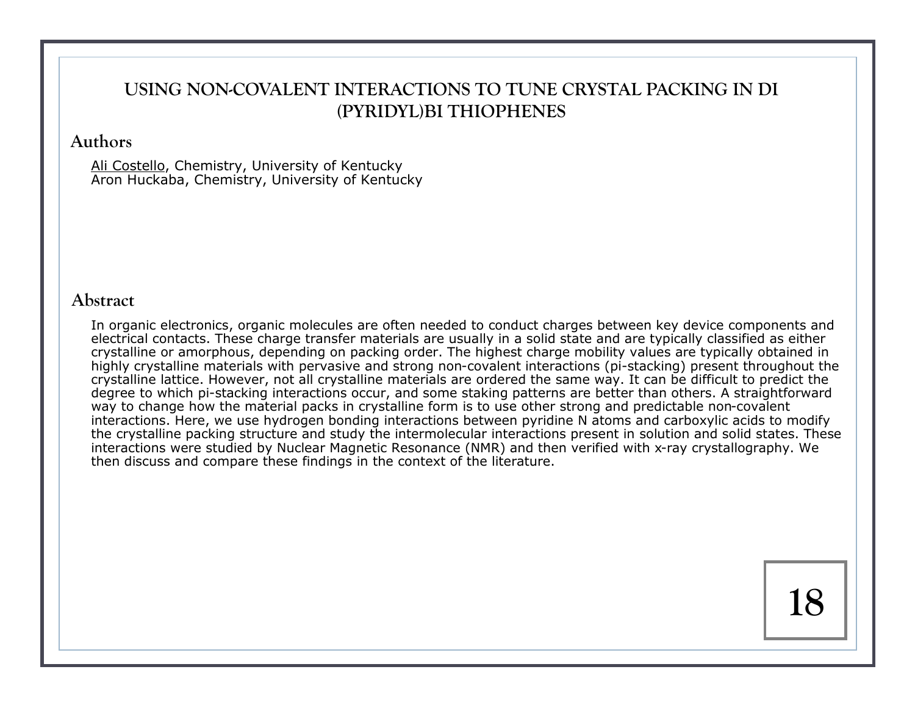# USING NON-COVALENT INTERACTIONS TO TUNE CRYSTAL PACKING IN DI (PYRIDYL)BI THIOPHENES

## Authors

Ali Costello, Chemistry, University of Kentucky
Aron Huckaba, Chemistry, University of Kentucky

## Abstract

In organic electronics, organic molecules are often needed to conduct charges between key device components and electrical contacts. These charge transfer materials are usually in a solid state and are typically classified as either crystalline or amorphous, depending on packing order. The highest charge mobility values are typically obtained in highly crystalline materials with pervasive and strong non-covalent interactions (pi-stacking) present throughout the crystalline lattice. However, not all crystalline materials are ordered the same way. It can be difficult to predict the degree to which pi-stacking interactions occur, and some staking patterns are better than others. A straightforward way to change how the material packs in crystalline form is to use other strong and predictable non-covalent interactions. Here, we use hydrogen bonding interactions between pyridine N atoms and carboxylic acids to modify the crystalline packing structure and study the intermolecular interactions present in solution and solid states. These interactions were studied by Nuclear Magnetic Resonance (NMR) and then verified with x-ray crystallography. We then discuss and compare these findings in the context of the literature.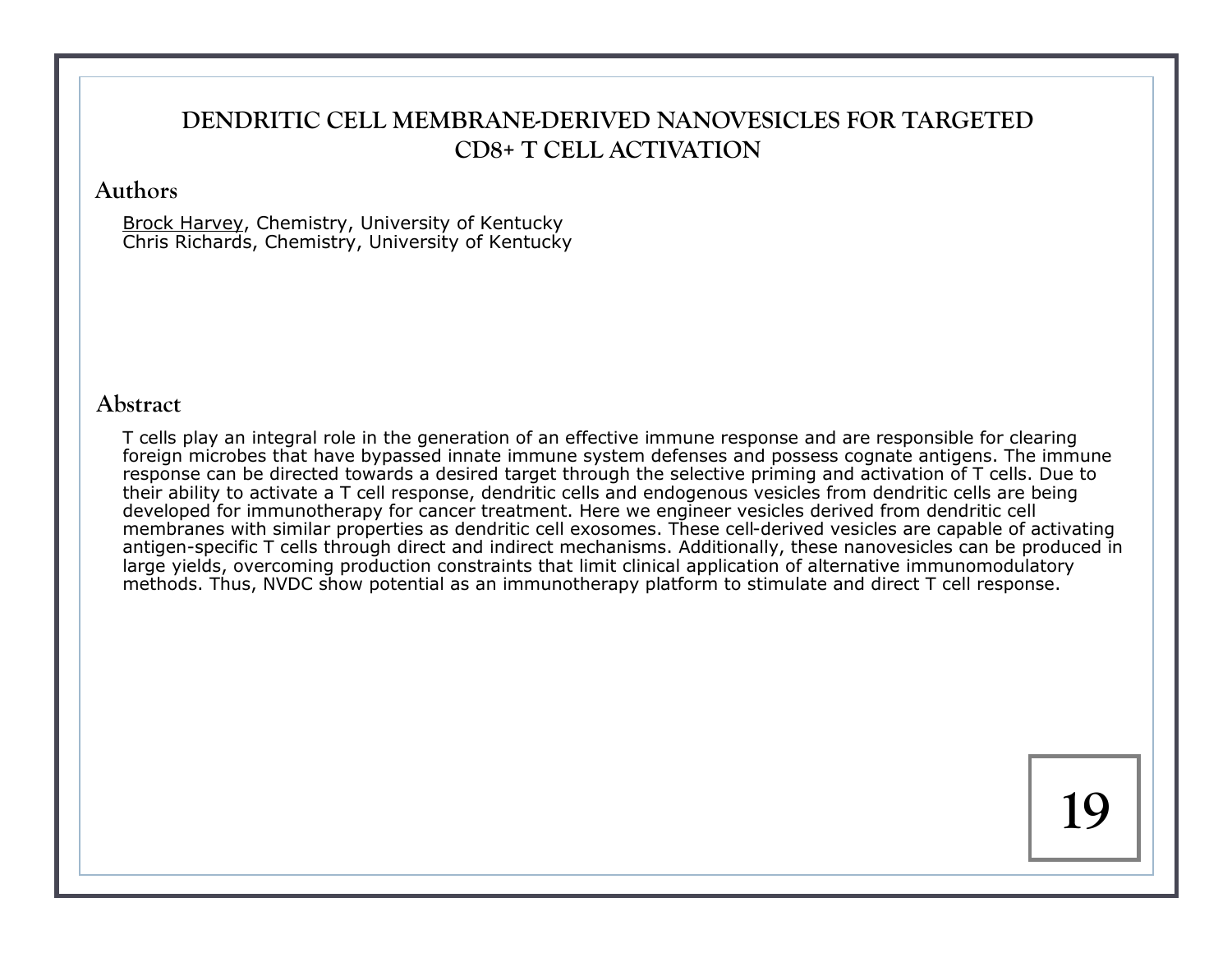# DENDRITIC CELL MEMBRANE-DERIVED NANOVESICLES FOR TARGETED CD8+ T CELL ACTIVATION

## Authors

Brock Harvey, Chemistry, University of Kentucky
Chris Richards, Chemistry, University of Kentucky

## Abstract

T cells play an integral role in the generation of an effective immune response and are responsible for clearing foreign microbes that have bypassed innate immune system defenses and possess cognate antigens. The immune response can be directed towards a desired target through the selective priming and activation of T cells. Due to their ability to activate a T cell response, dendritic cells and endogenous vesicles from dendritic cells are being developed for immunotherapy for cancer treatment. Here we engineer vesicles derived from dendritic cell membranes with similar properties as dendritic cell exosomes. These cell-derived vesicles are capable of activating antigen-specific T cells through direct and indirect mechanisms. Additionally, these nanovesicles can be produced in large yields, overcoming production constraints that limit clinical application of alternative immunomodulatory methods. Thus, NVDC show potential as an immunotherapy platform to stimulate and direct T cell response.

19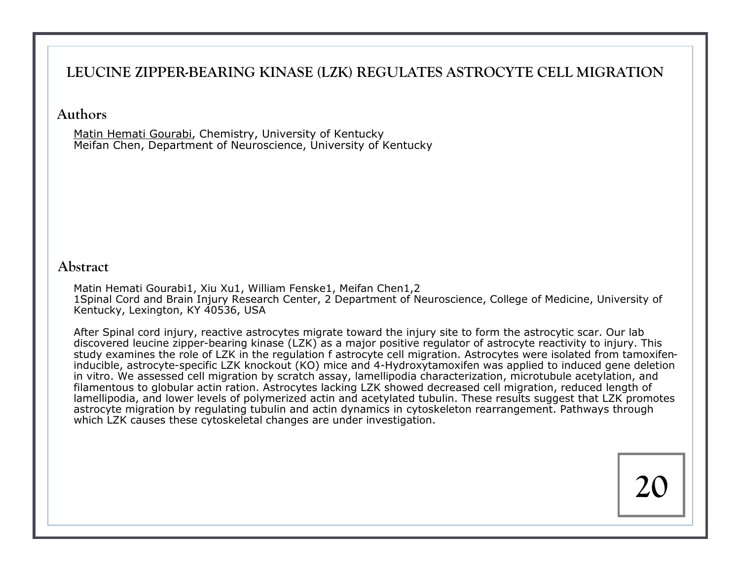# LEUCINE ZIPPER-BEARING KINASE (LZK) REGULATES ASTROCYTE CELL MIGRATION

## Authors

Matin Hemati Gourabi, Chemistry, University of Kentucky
Meifan Chen, Department of Neuroscience, University of Kentucky

## Abstract

Matin Hemati Gourabi1, Xiu Xu1, William Fenske1, Meifan Chen1,2
1Spinal Cord and Brain Injury Research Center, 2 Department of Neuroscience, College of Medicine, University of Kentucky, Lexington, KY 40536, USA

After Spinal cord injury, reactive astrocytes migrate toward the injury site to form the astrocytic scar. Our lab discovered leucine zipper-bearing kinase (LZK) as a major positive regulator of astrocyte reactivity to injury. This study examines the role of LZK in the regulation f astrocyte cell migration. Astrocytes were isolated from tamoxifen-inducible, astrocyte-specific LZK knockout (KO) mice and 4-Hydroxytamoxifen was applied to induced gene deletion in vitro. We assessed cell migration by scratch assay, lamellipodia characterization, microtubule acetylation, and filamentous to globular actin ration. Astrocytes lacking LZK showed decreased cell migration, reduced length of lamellipodia, and lower levels of polymerized actin and acetylated tubulin. These results suggest that LZK promotes astrocyte migration by regulating tubulin and actin dynamics in cytoskeleton rearrangement. Pathways through which LZK causes these cytoskeletal changes are under investigation.